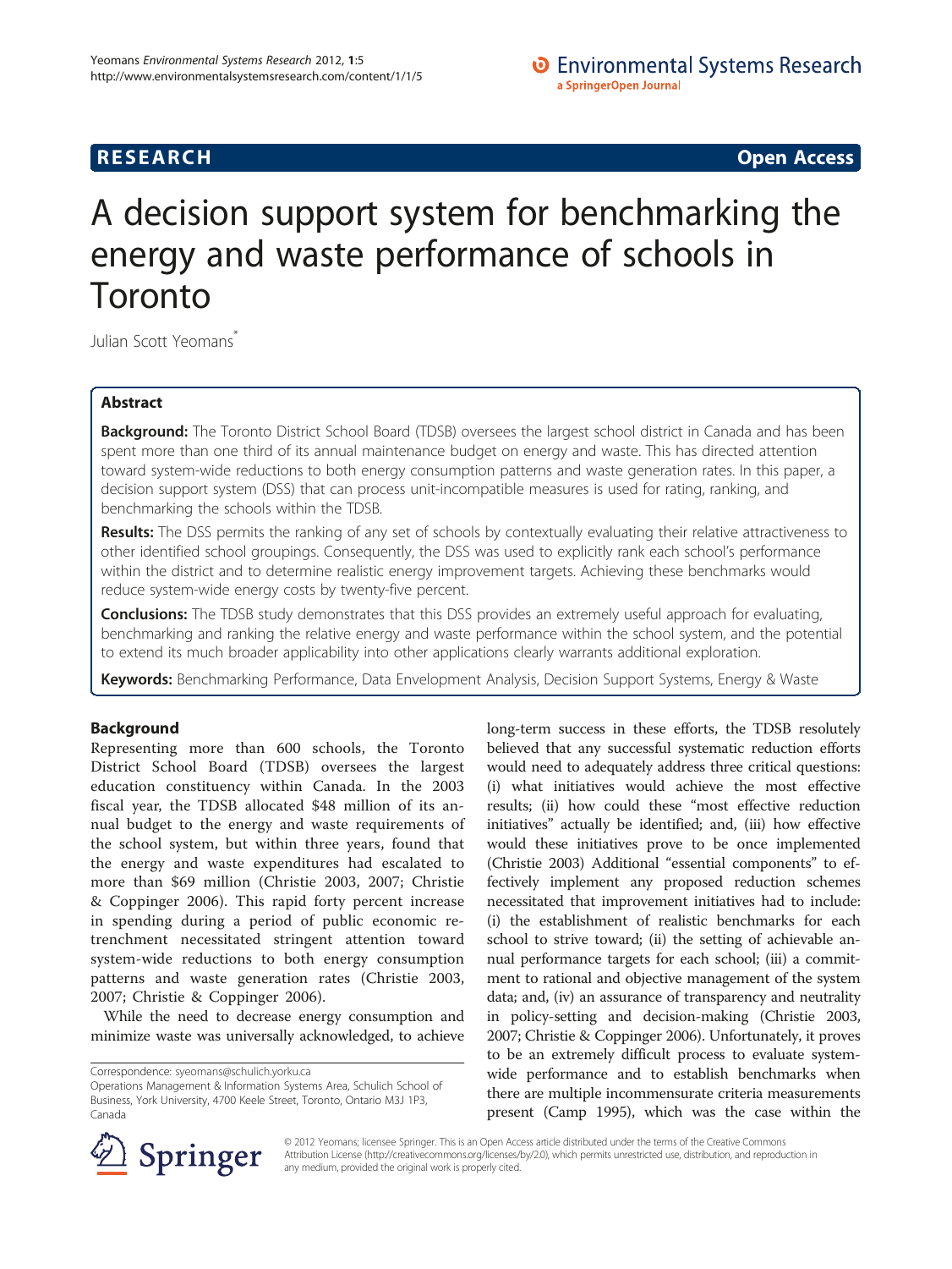**RESEARCH** **Open Access**

# A decision support system for benchmarking the energy and waste performance of schools in Toronto

Julian Scott Yeomans*

## Abstract

**Background:** The Toronto District School Board (TDSB) oversees the largest school district in Canada and has been spent more than one third of its annual maintenance budget on energy and waste. This has directed attention toward system-wide reductions to both energy consumption patterns and waste generation rates. In this paper, a decision support system (DSS) that can process unit-incompatible measures is used for rating, ranking, and benchmarking the schools within the TDSB.

**Results:** The DSS permits the ranking of any set of schools by contextually evaluating their relative attractiveness to other identified school groupings. Consequently, the DSS was used to explicitly rank each school's performance within the district and to determine realistic energy improvement targets. Achieving these benchmarks would reduce system-wide energy costs by twenty-five percent.

**Conclusions:** The TDSB study demonstrates that this DSS provides an extremely useful approach for evaluating, benchmarking and ranking the relative energy and waste performance within the school system, and the potential to extend its much broader applicability into other applications clearly warrants additional exploration.

**Keywords:** Benchmarking Performance, Data Envelopment Analysis, Decision Support Systems, Energy & Waste

## Background

Representing more than 600 schools, the Toronto District School Board (TDSB) oversees the largest education constituency within Canada. In the 2003 fiscal year, the TDSB allocated $48 million of its annual budget to the energy and waste requirements of the school system, but within three years, found that the energy and waste expenditures had escalated to more than $69 million (Christie 2003, 2007; Christie & Coppinger 2006). This rapid forty percent increase in spending during a period of public economic retrenchment necessitated stringent attention toward system-wide reductions to both energy consumption patterns and waste generation rates (Christie 2003, 2007; Christie & Coppinger 2006).

While the need to decrease energy consumption and minimize waste was universally acknowledged, to achieve long-term success in these efforts, the TDSB resolutely believed that any successful systematic reduction efforts would need to adequately address three critical questions: (i) what initiatives would achieve the most effective results; (ii) how could these "most effective reduction initiatives" actually be identified; and, (iii) how effective would these initiatives prove to be once implemented (Christie 2003) Additional "essential components" to effectively implement any proposed reduction schemes necessitated that improvement initiatives had to include: (i) the establishment of realistic benchmarks for each school to strive toward; (ii) the setting of achievable annual performance targets for each school; (iii) a commitment to rational and objective management of the system data; and, (iv) an assurance of transparency and neutrality in policy-setting and decision-making (Christie 2003, 2007; Christie & Coppinger 2006). Unfortunately, it proves to be an extremely difficult process to evaluate system-wide performance and to establish benchmarks when there are multiple incommensurate criteria measurements present (Camp 1995), which was the case within the

Correspondence: syeomans@schulich.yorku.ca
Operations Management & Information Systems Area, Schulich School of Business, York University, 4700 Keele Street, Toronto, Ontario M3J 1P3, Canada

© 2012 Yeomans; licensee Springer. This is an Open Access article distributed under the terms of the Creative Commons Attribution License (http://creativecommons.org/licenses/by/2.0), which permits unrestricted use, distribution, and reproduction in any medium, provided the original work is properly cited.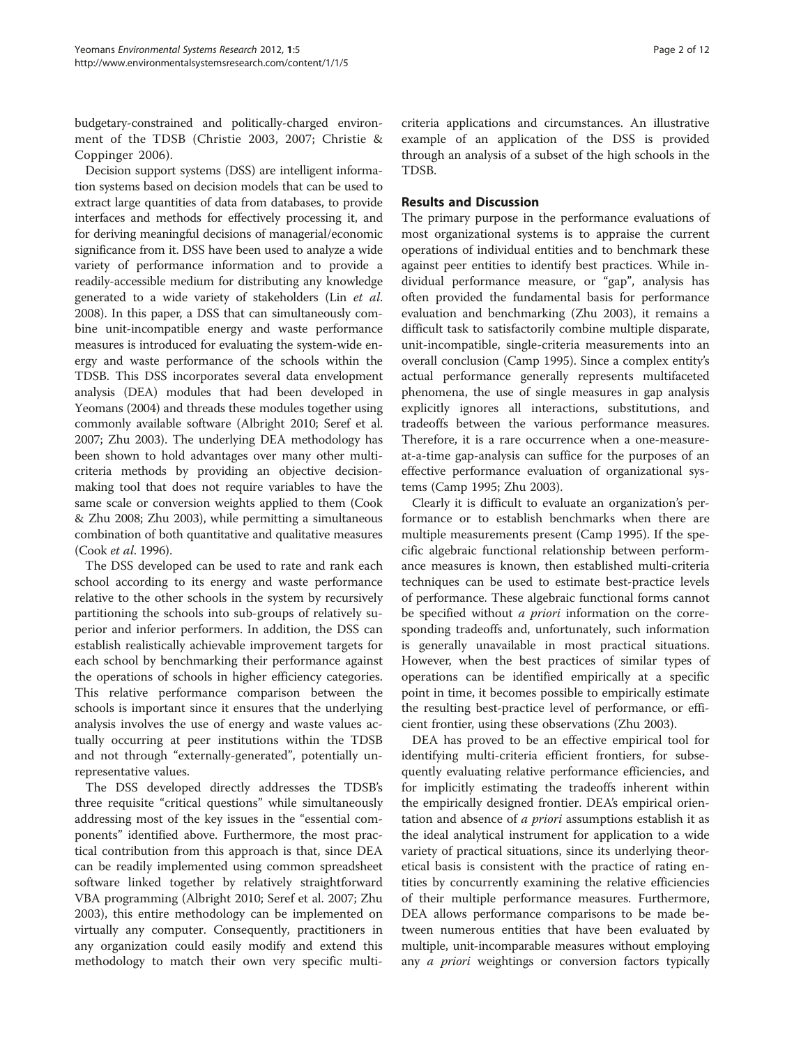budgetary-constrained and politically-charged environment of the TDSB (Christie 2003, 2007; Christie & Coppinger 2006).

Decision support systems (DSS) are intelligent information systems based on decision models that can be used to extract large quantities of data from databases, to provide interfaces and methods for effectively processing it, and for deriving meaningful decisions of managerial/economic significance from it. DSS have been used to analyze a wide variety of performance information and to provide a readily-accessible medium for distributing any knowledge generated to a wide variety of stakeholders (Lin *et al*. 2008). In this paper, a DSS that can simultaneously combine unit-incompatible energy and waste performance measures is introduced for evaluating the system-wide energy and waste performance of the schools within the TDSB. This DSS incorporates several data envelopment analysis (DEA) modules that had been developed in Yeomans (2004) and threads these modules together using commonly available software (Albright 2010; Seref et al. 2007; Zhu 2003). The underlying DEA methodology has been shown to hold advantages over many other multi-criteria methods by providing an objective decision-making tool that does not require variables to have the same scale or conversion weights applied to them (Cook & Zhu 2008; Zhu 2003), while permitting a simultaneous combination of both quantitative and qualitative measures (Cook *et al*. 1996).

The DSS developed can be used to rate and rank each school according to its energy and waste performance relative to the other schools in the system by recursively partitioning the schools into sub-groups of relatively superior and inferior performers. In addition, the DSS can establish realistically achievable improvement targets for each school by benchmarking their performance against the operations of schools in higher efficiency categories. This relative performance comparison between the schools is important since it ensures that the underlying analysis involves the use of energy and waste values actually occurring at peer institutions within the TDSB and not through "externally-generated", potentially unrepresentative values.

The DSS developed directly addresses the TDSB's three requisite "critical questions" while simultaneously addressing most of the key issues in the "essential components" identified above. Furthermore, the most practical contribution from this approach is that, since DEA can be readily implemented using common spreadsheet software linked together by relatively straightforward VBA programming (Albright 2010; Seref et al. 2007; Zhu 2003), this entire methodology can be implemented on virtually any computer. Consequently, practitioners in any organization could easily modify and extend this methodology to match their own very specific multi-criteria applications and circumstances. An illustrative example of an application of the DSS is provided through an analysis of a subset of the high schools in the TDSB.

## Results and Discussion

The primary purpose in the performance evaluations of most organizational systems is to appraise the current operations of individual entities and to benchmark these against peer entities to identify best practices. While individual performance measure, or "gap", analysis has often provided the fundamental basis for performance evaluation and benchmarking (Zhu 2003), it remains a difficult task to satisfactorily combine multiple disparate, unit-incompatible, single-criteria measurements into an overall conclusion (Camp 1995). Since a complex entity's actual performance generally represents multifaceted phenomena, the use of single measures in gap analysis explicitly ignores all interactions, substitutions, and tradeoffs between the various performance measures. Therefore, it is a rare occurrence when a one-measure-at-a-time gap-analysis can suffice for the purposes of an effective performance evaluation of organizational systems (Camp 1995; Zhu 2003).

Clearly it is difficult to evaluate an organization's performance or to establish benchmarks when there are multiple measurements present (Camp 1995). If the specific algebraic functional relationship between performance measures is known, then established multi-criteria techniques can be used to estimate best-practice levels of performance. These algebraic functional forms cannot be specified without *a priori* information on the corresponding tradeoffs and, unfortunately, such information is generally unavailable in most practical situations. However, when the best practices of similar types of operations can be identified empirically at a specific point in time, it becomes possible to empirically estimate the resulting best-practice level of performance, or efficient frontier, using these observations (Zhu 2003).

DEA has proved to be an effective empirical tool for identifying multi-criteria efficient frontiers, for subsequently evaluating relative performance efficiencies, and for implicitly estimating the tradeoffs inherent within the empirically designed frontier. DEA's empirical orientation and absence of *a priori* assumptions establish it as the ideal analytical instrument for application to a wide variety of practical situations, since its underlying theoretical basis is consistent with the practice of rating entities by concurrently examining the relative efficiencies of their multiple performance measures. Furthermore, DEA allows performance comparisons to be made between numerous entities that have been evaluated by multiple, unit-incomparable measures without employing any *a priori* weightings or conversion factors typically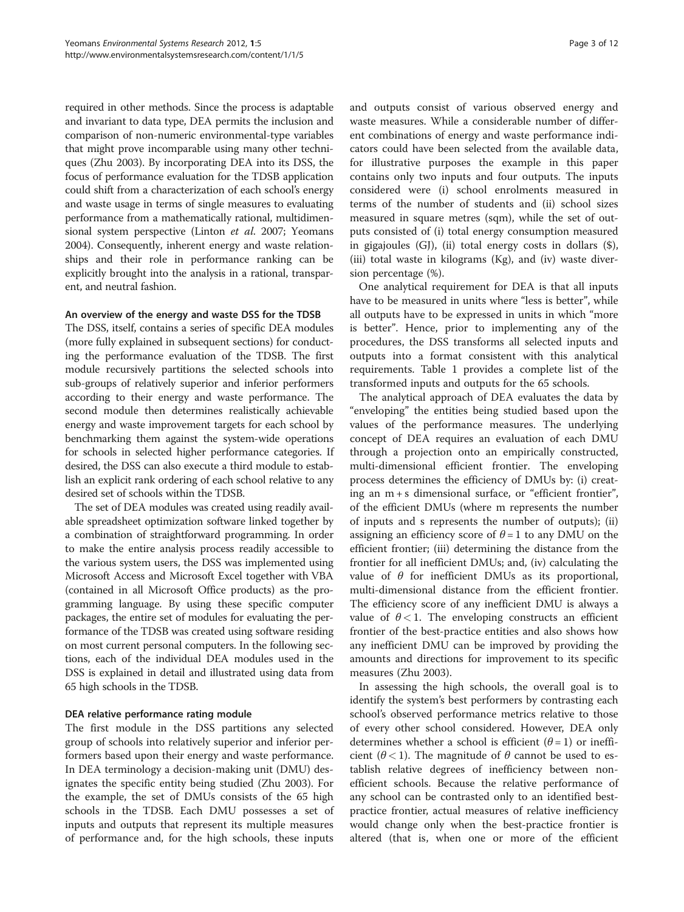required in other methods. Since the process is adaptable and invariant to data type, DEA permits the inclusion and comparison of non-numeric environmental-type variables that might prove incomparable using many other techniques (Zhu 2003). By incorporating DEA into its DSS, the focus of performance evaluation for the TDSB application could shift from a characterization of each school's energy and waste usage in terms of single measures to evaluating performance from a mathematically rational, multidimensional system perspective (Linton *et al*. 2007; Yeomans 2004). Consequently, inherent energy and waste relationships and their role in performance ranking can be explicitly brought into the analysis in a rational, transparent, and neutral fashion.

### An overview of the energy and waste DSS for the TDSB

The DSS, itself, contains a series of specific DEA modules (more fully explained in subsequent sections) for conducting the performance evaluation of the TDSB. The first module recursively partitions the selected schools into sub-groups of relatively superior and inferior performers according to their energy and waste performance. The second module then determines realistically achievable energy and waste improvement targets for each school by benchmarking them against the system-wide operations for schools in selected higher performance categories. If desired, the DSS can also execute a third module to establish an explicit rank ordering of each school relative to any desired set of schools within the TDSB.

The set of DEA modules was created using readily available spreadsheet optimization software linked together by a combination of straightforward programming. In order to make the entire analysis process readily accessible to the various system users, the DSS was implemented using Microsoft Access and Microsoft Excel together with VBA (contained in all Microsoft Office products) as the programming language. By using these specific computer packages, the entire set of modules for evaluating the performance of the TDSB was created using software residing on most current personal computers. In the following sections, each of the individual DEA modules used in the DSS is explained in detail and illustrated using data from 65 high schools in the TDSB.

### DEA relative performance rating module

The first module in the DSS partitions any selected group of schools into relatively superior and inferior performers based upon their energy and waste performance. In DEA terminology a decision-making unit (DMU) designates the specific entity being studied (Zhu 2003). For the example, the set of DMUs consists of the 65 high schools in the TDSB. Each DMU possesses a set of inputs and outputs that represent its multiple measures of performance and, for the high schools, these inputs and outputs consist of various observed energy and waste measures. While a considerable number of different combinations of energy and waste performance indicators could have been selected from the available data, for illustrative purposes the example in this paper contains only two inputs and four outputs. The inputs considered were (i) school enrolments measured in terms of the number of students and (ii) school sizes measured in square metres (sqm), while the set of outputs consisted of (i) total energy consumption measured in gigajoules (GJ), (ii) total energy costs in dollars ($), (iii) total waste in kilograms (Kg), and (iv) waste diversion percentage (%).

One analytical requirement for DEA is that all inputs have to be measured in units where "less is better", while all outputs have to be expressed in units in which "more is better". Hence, prior to implementing any of the procedures, the DSS transforms all selected inputs and outputs into a format consistent with this analytical requirements. Table 1 provides a complete list of the transformed inputs and outputs for the 65 schools.

The analytical approach of DEA evaluates the data by "enveloping" the entities being studied based upon the values of the performance measures. The underlying concept of DEA requires an evaluation of each DMU through a projection onto an empirically constructed, multi-dimensional efficient frontier. The enveloping process determines the efficiency of DMUs by: (i) creating an $m + s$ dimensional surface, or "efficient frontier", of the efficient DMUs (where m represents the number of inputs and s represents the number of outputs); (ii) assigning an efficiency score of $\theta = 1$ to any DMU on the efficient frontier; (iii) determining the distance from the frontier for all inefficient DMUs; and, (iv) calculating the value of $\theta$ for inefficient DMUs as its proportional, multi-dimensional distance from the efficient frontier. The efficiency score of any inefficient DMU is always a value of $\theta < 1$. The enveloping constructs an efficient frontier of the best-practice entities and also shows how any inefficient DMU can be improved by providing the amounts and directions for improvement to its specific measures (Zhu 2003).

In assessing the high schools, the overall goal is to identify the system's best performers by contrasting each school's observed performance metrics relative to those of every other school considered. However, DEA only determines whether a school is efficient ($\theta = 1$) or inefficient ($\theta < 1$). The magnitude of $\theta$ cannot be used to establish relative degrees of inefficiency between non-efficient schools. Because the relative performance of any school can be contrasted only to an identified best-practice frontier, actual measures of relative inefficiency would change only when the best-practice frontier is altered (that is, when one or more of the efficient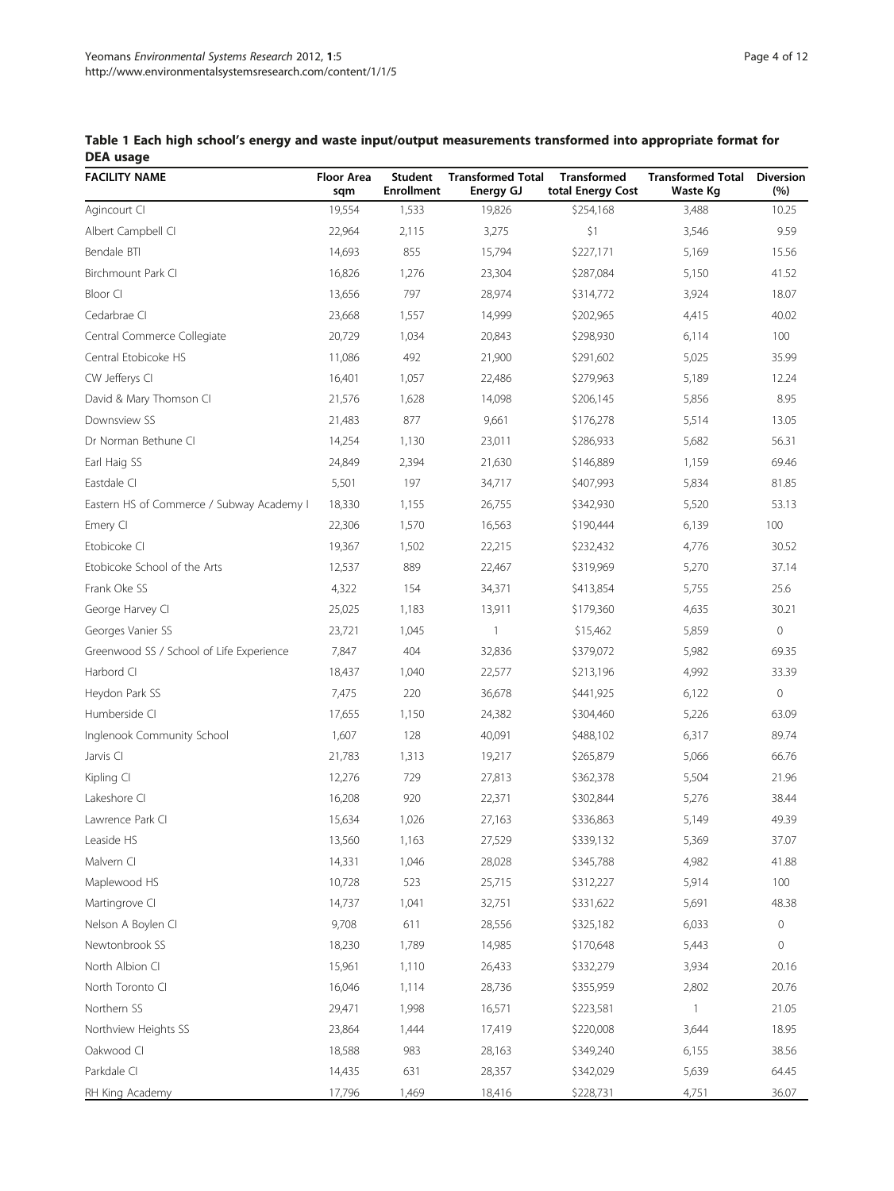**Table 1 Each high school's energy and waste input/output measurements transformed into appropriate format for DEA usage**

| FACILITY NAME | Floor Area sqm | Student Enrollment | Transformed Total Energy GJ | Transformed total Energy Cost | Transformed Total Waste Kg | Diversion (%) |
|---|---|---|---|---|---|---|
| Agincourt CI | 19,554 | 1,533 | 19,826 | $254,168 | 3,488 | 10.25 |
| Albert Campbell CI | 22,964 | 2,115 | 3,275 | $1 | 3,546 | 9.59 |
| Bendale BTI | 14,693 | 855 | 15,794 | $227,171 | 5,169 | 15.56 |
| Birchmount Park CI | 16,826 | 1,276 | 23,304 | $287,084 | 5,150 | 41.52 |
| Bloor CI | 13,656 | 797 | 28,974 | $314,772 | 3,924 | 18.07 |
| Cedarbrae CI | 23,668 | 1,557 | 14,999 | $202,965 | 4,415 | 40.02 |
| Central Commerce Collegiate | 20,729 | 1,034 | 20,843 | $298,930 | 6,114 | 100 |
| Central Etobicoke HS | 11,086 | 492 | 21,900 | $291,602 | 5,025 | 35.99 |
| CW Jefferys CI | 16,401 | 1,057 | 22,486 | $279,963 | 5,189 | 12.24 |
| David & Mary Thomson CI | 21,576 | 1,628 | 14,098 | $206,145 | 5,856 | 8.95 |
| Downsview SS | 21,483 | 877 | 9,661 | $176,278 | 5,514 | 13.05 |
| Dr Norman Bethune CI | 14,254 | 1,130 | 23,011 | $286,933 | 5,682 | 56.31 |
| Earl Haig SS | 24,849 | 2,394 | 21,630 | $146,889 | 1,159 | 69.46 |
| Eastdale CI | 5,501 | 197 | 34,717 | $407,993 | 5,834 | 81.85 |
| Eastern HS of Commerce / Subway Academy I | 18,330 | 1,155 | 26,755 | $342,930 | 5,520 | 53.13 |
| Emery CI | 22,306 | 1,570 | 16,563 | $190,444 | 6,139 | 100 |
| Etobicoke CI | 19,367 | 1,502 | 22,215 | $232,432 | 4,776 | 30.52 |
| Etobicoke School of the Arts | 12,537 | 889 | 22,467 | $319,969 | 5,270 | 37.14 |
| Frank Oke SS | 4,322 | 154 | 34,371 | $413,854 | 5,755 | 25.6 |
| George Harvey CI | 25,025 | 1,183 | 13,911 | $179,360 | 4,635 | 30.21 |
| Georges Vanier SS | 23,721 | 1,045 | 1 | $15,462 | 5,859 | 0 |
| Greenwood SS / School of Life Experience | 7,847 | 404 | 32,836 | $379,072 | 5,982 | 69.35 |
| Harbord CI | 18,437 | 1,040 | 22,577 | $213,196 | 4,992 | 33.39 |
| Heydon Park SS | 7,475 | 220 | 36,678 | $441,925 | 6,122 | 0 |
| Humberside CI | 17,655 | 1,150 | 24,382 | $304,460 | 5,226 | 63.09 |
| Inglenook Community School | 1,607 | 128 | 40,091 | $488,102 | 6,317 | 89.74 |
| Jarvis CI | 21,783 | 1,313 | 19,217 | $265,879 | 5,066 | 66.76 |
| Kipling CI | 12,276 | 729 | 27,813 | $362,378 | 5,504 | 21.96 |
| Lakeshore CI | 16,208 | 920 | 22,371 | $302,844 | 5,276 | 38.44 |
| Lawrence Park CI | 15,634 | 1,026 | 27,163 | $336,863 | 5,149 | 49.39 |
| Leaside HS | 13,560 | 1,163 | 27,529 | $339,132 | 5,369 | 37.07 |
| Malvern CI | 14,331 | 1,046 | 28,028 | $345,788 | 4,982 | 41.88 |
| Maplewood HS | 10,728 | 523 | 25,715 | $312,227 | 5,914 | 100 |
| Martingrove CI | 14,737 | 1,041 | 32,751 | $331,622 | 5,691 | 48.38 |
| Nelson A Boylen CI | 9,708 | 611 | 28,556 | $325,182 | 6,033 | 0 |
| Newtonbrook SS | 18,230 | 1,789 | 14,985 | $170,648 | 5,443 | 0 |
| North Albion CI | 15,961 | 1,110 | 26,433 | $332,279 | 3,934 | 20.16 |
| North Toronto CI | 16,046 | 1,114 | 28,736 | $355,959 | 2,802 | 20.76 |
| Northern SS | 29,471 | 1,998 | 16,571 | $223,581 | 1 | 21.05 |
| Northview Heights SS | 23,864 | 1,444 | 17,419 | $220,008 | 3,644 | 18.95 |
| Oakwood CI | 18,588 | 983 | 28,163 | $349,240 | 6,155 | 38.56 |
| Parkdale CI | 14,435 | 631 | 28,357 | $342,029 | 5,639 | 64.45 |
| RH King Academy | 17,796 | 1,469 | 18,416 | $228,731 | 4,751 | 36.07 |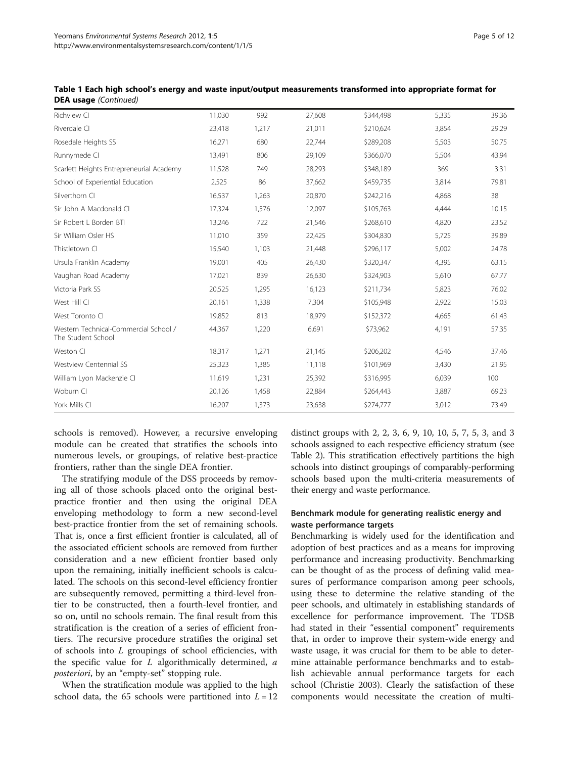**Table 1 Each high school's energy and waste input/output measurements transformed into appropriate format for DEA usage** *(Continued)*

| | | | | | | |
|---|---|---|---|---|---|---|
| Richview CI | 11,030 | 992 | 27,608 | $344,498 | 5,335 | 39.36 |
| Riverdale CI | 23,418 | 1,217 | 21,011 | $210,624 | 3,854 | 29.29 |
| Rosedale Heights SS | 16,271 | 680 | 22,744 | $289,208 | 5,503 | 50.75 |
| Runnymede CI | 13,491 | 806 | 29,109 | $366,070 | 5,504 | 43.94 |
| Scarlett Heights Entrepreneurial Academy | 11,528 | 749 | 28,293 | $348,189 | 369 | 3.31 |
| School of Experiential Education | 2,525 | 86 | 37,662 | $459,735 | 3,814 | 79.81 |
| Silverthorn CI | 16,537 | 1,263 | 20,870 | $242,216 | 4,868 | 38 |
| Sir John A Macdonald CI | 17,324 | 1,576 | 12,097 | $105,763 | 4,444 | 10.15 |
| Sir Robert L Borden BTI | 13,246 | 722 | 21,546 | $268,610 | 4,820 | 23.52 |
| Sir William Osler HS | 11,010 | 359 | 22,425 | $304,830 | 5,725 | 39.89 |
| Thistletown CI | 15,540 | 1,103 | 21,448 | $296,117 | 5,002 | 24.78 |
| Ursula Franklin Academy | 19,001 | 405 | 26,430 | $320,347 | 4,395 | 63.15 |
| Vaughan Road Academy | 17,021 | 839 | 26,630 | $324,903 | 5,610 | 67.77 |
| Victoria Park SS | 20,525 | 1,295 | 16,123 | $211,734 | 5,823 | 76.02 |
| West Hill CI | 20,161 | 1,338 | 7,304 | $105,948 | 2,922 | 15.03 |
| West Toronto CI | 19,852 | 813 | 18,979 | $152,372 | 4,665 | 61.43 |
| Western Technical-Commercial School / The Student School | 44,367 | 1,220 | 6,691 | $73,962 | 4,191 | 57.35 |
| Weston CI | 18,317 | 1,271 | 21,145 | $206,202 | 4,546 | 37.46 |
| Westview Centennial SS | 25,323 | 1,385 | 11,118 | $101,969 | 3,430 | 21.95 |
| William Lyon Mackenzie CI | 11,619 | 1,231 | 25,392 | $316,995 | 6,039 | 100 |
| Woburn CI | 20,126 | 1,458 | 22,884 | $264,443 | 3,887 | 69.23 |
| York Mills CI | 16,207 | 1,373 | 23,638 | $274,777 | 3,012 | 73.49 |

schools is removed). However, a recursive enveloping module can be created that stratifies the schools into numerous levels, or groupings, of relative best-practice frontiers, rather than the single DEA frontier.

The stratifying module of the DSS proceeds by removing all of those schools placed onto the original best-practice frontier and then using the original DEA enveloping methodology to form a new second-level best-practice frontier from the set of remaining schools. That is, once a first efficient frontier is calculated, all of the associated efficient schools are removed from further consideration and a new efficient frontier based only upon the remaining, initially inefficient schools is calculated. The schools on this second-level efficiency frontier are subsequently removed, permitting a third-level frontier to be constructed, then a fourth-level frontier, and so on, until no schools remain. The final result from this stratification is the creation of a series of efficient frontiers. The recursive procedure stratifies the original set of schools into $L$ groupings of school efficiencies, with the specific value for $L$ algorithmically determined, *a posteriori*, by an "empty-set" stopping rule.

When the stratification module was applied to the high school data, the 65 schools were partitioned into $L = 12$ distinct groups with 2, 2, 3, 6, 9, 10, 10, 5, 7, 5, 3, and 3 schools assigned to each respective efficiency stratum (see Table 2). This stratification effectively partitions the high schools into distinct groupings of comparably-performing schools based upon the multi-criteria measurements of their energy and waste performance.

### Benchmark module for generating realistic energy and waste performance targets

Benchmarking is widely used for the identification and adoption of best practices and as a means for improving performance and increasing productivity. Benchmarking can be thought of as the process of defining valid measures of performance comparison among peer schools, using these to determine the relative standing of the peer schools, and ultimately in establishing standards of excellence for performance improvement. The TDSB had stated in their "essential component" requirements that, in order to improve their system-wide energy and waste usage, it was crucial for them to be able to determine attainable performance benchmarks and to establish achievable annual performance targets for each school (Christie 2003). Clearly the satisfaction of these components would necessitate the creation of multi-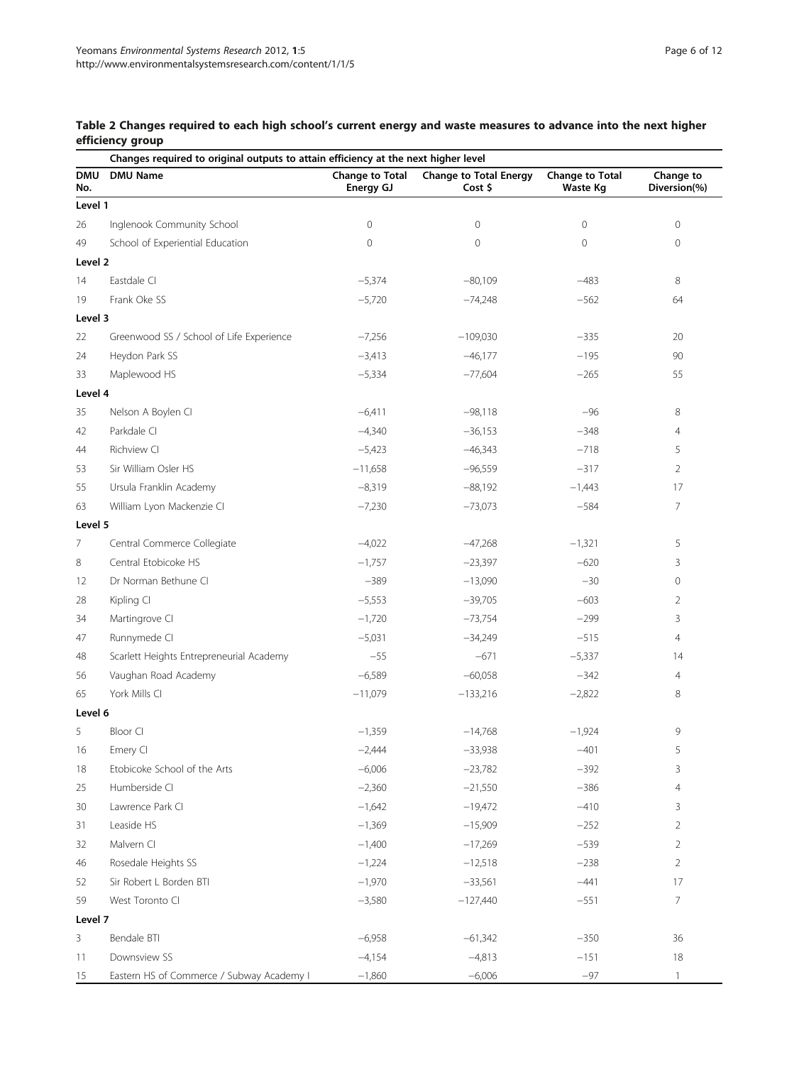**Table 2 Changes required to each high school's current energy and waste measures to advance into the next higher efficiency group**

| | Changes required to original outputs to attain efficiency at the next higher level | | | | |
|---|---|---|---|---|---|
| **DMU No.** | **DMU Name** | **Change to Total Energy GJ** | **Change to Total Energy Cost $** | **Change to Total Waste Kg** | **Change to Diversion(%)** |
| **Level 1** | | | | | |
| 26 | Inglenook Community School | 0 | 0 | 0 | 0 |
| 49 | School of Experiential Education | 0 | 0 | 0 | 0 |
| **Level 2** | | | | | |
| 14 | Eastdale CI | −5,374 | −80,109 | −483 | 8 |
| 19 | Frank Oke SS | −5,720 | −74,248 | −562 | 64 |
| **Level 3** | | | | | |
| 22 | Greenwood SS / School of Life Experience | −7,256 | −109,030 | −335 | 20 |
| 24 | Heydon Park SS | −3,413 | −46,177 | −195 | 90 |
| 33 | Maplewood HS | −5,334 | −77,604 | −265 | 55 |
| **Level 4** | | | | | |
| 35 | Nelson A Boylen CI | −6,411 | −98,118 | −96 | 8 |
| 42 | Parkdale CI | −4,340 | −36,153 | −348 | 4 |
| 44 | Richview CI | −5,423 | −46,343 | −718 | 5 |
| 53 | Sir William Osler HS | −11,658 | −96,559 | −317 | 2 |
| 55 | Ursula Franklin Academy | −8,319 | −88,192 | −1,443 | 17 |
| 63 | William Lyon Mackenzie CI | −7,230 | −73,073 | −584 | 7 |
| **Level 5** | | | | | |
| 7 | Central Commerce Collegiate | −4,022 | −47,268 | −1,321 | 5 |
| 8 | Central Etobicoke HS | −1,757 | −23,397 | −620 | 3 |
| 12 | Dr Norman Bethune CI | −389 | −13,090 | −30 | 0 |
| 28 | Kipling CI | −5,553 | −39,705 | −603 | 2 |
| 34 | Martingrove CI | −1,720 | −73,754 | −299 | 3 |
| 47 | Runnymede CI | −5,031 | −34,249 | −515 | 4 |
| 48 | Scarlett Heights Entrepreneurial Academy | −55 | −671 | −5,337 | 14 |
| 56 | Vaughan Road Academy | −6,589 | −60,058 | −342 | 4 |
| 65 | York Mills CI | −11,079 | −133,216 | −2,822 | 8 |
| **Level 6** | | | | | |
| 5 | Bloor CI | −1,359 | −14,768 | −1,924 | 9 |
| 16 | Emery CI | −2,444 | −33,938 | −401 | 5 |
| 18 | Etobicoke School of the Arts | −6,006 | −23,782 | −392 | 3 |
| 25 | Humberside CI | −2,360 | −21,550 | −386 | 4 |
| 30 | Lawrence Park CI | −1,642 | −19,472 | −410 | 3 |
| 31 | Leaside HS | −1,369 | −15,909 | −252 | 2 |
| 32 | Malvern CI | −1,400 | −17,269 | −539 | 2 |
| 46 | Rosedale Heights SS | −1,224 | −12,518 | −238 | 2 |
| 52 | Sir Robert L Borden BTI | −1,970 | −33,561 | −441 | 17 |
| 59 | West Toronto CI | −3,580 | −127,440 | −551 | 7 |
| **Level 7** | | | | | |
| 3 | Bendale BTI | −6,958 | −61,342 | −350 | 36 |
| 11 | Downsview SS | −4,154 | −4,813 | −151 | 18 |
| 15 | Eastern HS of Commerce / Subway Academy I | −1,860 | −6,006 | −97 | 1 |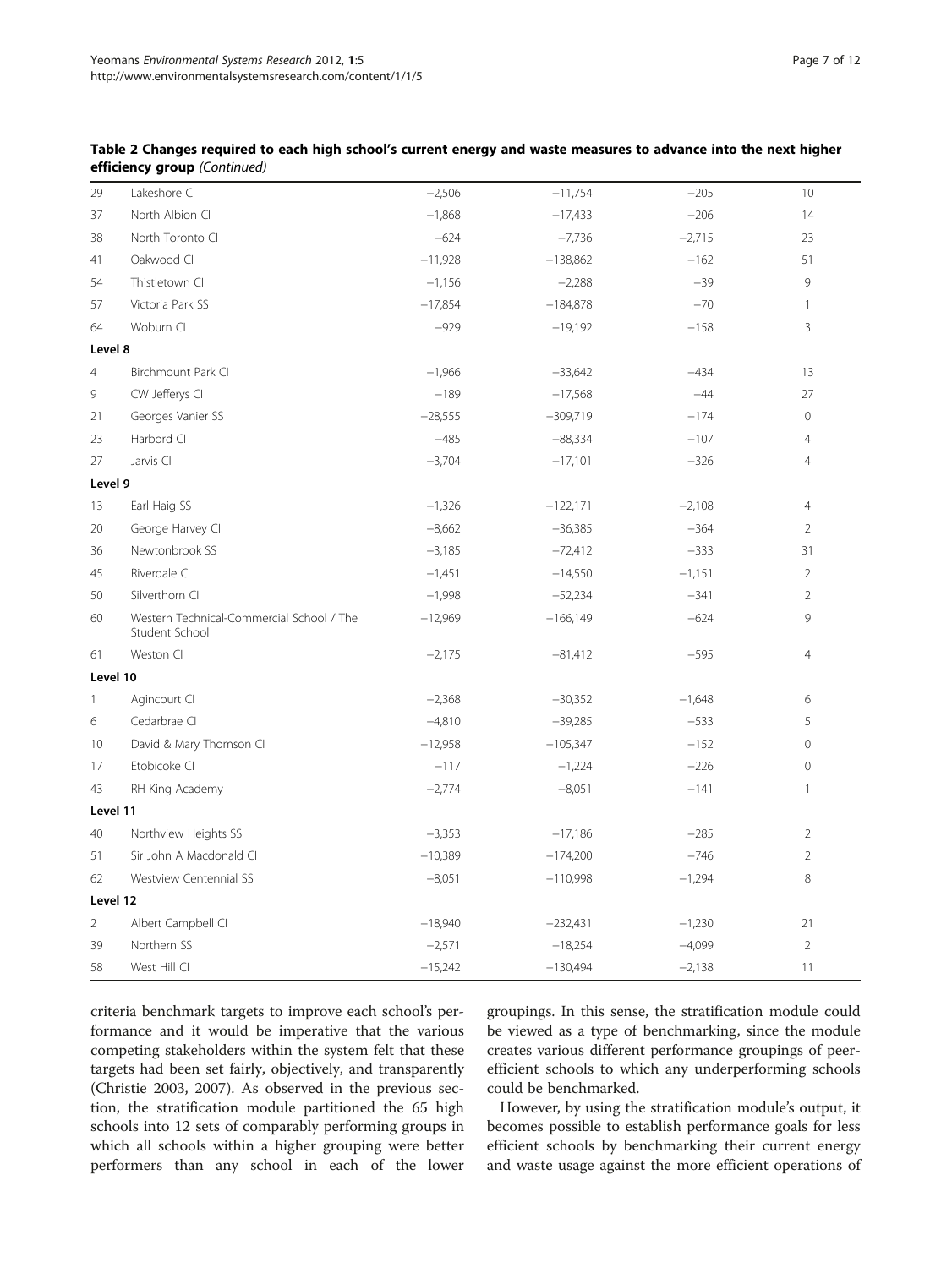**Table 2 Changes required to each high school's current energy and waste measures to advance into the next higher efficiency group** *(Continued)*

| | | | | | |
|---|---|---|---|---|---|
| 29 | Lakeshore CI | −2,506 | −11,754 | −205 | 10 |
| 37 | North Albion CI | −1,868 | −17,433 | −206 | 14 |
| 38 | North Toronto CI | −624 | −7,736 | −2,715 | 23 |
| 41 | Oakwood CI | −11,928 | −138,862 | −162 | 51 |
| 54 | Thistletown CI | −1,156 | −2,288 | −39 | 9 |
| 57 | Victoria Park SS | −17,854 | −184,878 | −70 | 1 |
| 64 | Woburn CI | −929 | −19,192 | −158 | 3 |
| **Level 8** | | | | | |
| 4 | Birchmount Park CI | −1,966 | −33,642 | −434 | 13 |
| 9 | CW Jefferys CI | −189 | −17,568 | −44 | 27 |
| 21 | Georges Vanier SS | −28,555 | −309,719 | −174 | 0 |
| 23 | Harbord CI | −485 | −88,334 | −107 | 4 |
| 27 | Jarvis CI | −3,704 | −17,101 | −326 | 4 |
| **Level 9** | | | | | |
| 13 | Earl Haig SS | −1,326 | −122,171 | −2,108 | 4 |
| 20 | George Harvey CI | −8,662 | −36,385 | −364 | 2 |
| 36 | Newtonbrook SS | −3,185 | −72,412 | −333 | 31 |
| 45 | Riverdale CI | −1,451 | −14,550 | −1,151 | 2 |
| 50 | Silverthorn CI | −1,998 | −52,234 | −341 | 2 |
| 60 | Western Technical-Commercial School / The Student School | −12,969 | −166,149 | −624 | 9 |
| 61 | Weston CI | −2,175 | −81,412 | −595 | 4 |
| **Level 10** | | | | | |
| 1 | Agincourt CI | −2,368 | −30,352 | −1,648 | 6 |
| 6 | Cedarbrae CI | −4,810 | −39,285 | −533 | 5 |
| 10 | David & Mary Thomson CI | −12,958 | −105,347 | −152 | 0 |
| 17 | Etobicoke CI | −117 | −1,224 | −226 | 0 |
| 43 | RH King Academy | −2,774 | −8,051 | −141 | 1 |
| **Level 11** | | | | | |
| 40 | Northview Heights SS | −3,353 | −17,186 | −285 | 2 |
| 51 | Sir John A Macdonald CI | −10,389 | −174,200 | −746 | 2 |
| 62 | Westview Centennial SS | −8,051 | −110,998 | −1,294 | 8 |
| **Level 12** | | | | | |
| 2 | Albert Campbell CI | −18,940 | −232,431 | −1,230 | 21 |
| 39 | Northern SS | −2,571 | −18,254 | −4,099 | 2 |
| 58 | West Hill CI | −15,242 | −130,494 | −2,138 | 11 |

criteria benchmark targets to improve each school's performance and it would be imperative that the various competing stakeholders within the system felt that these targets had been set fairly, objectively, and transparently (Christie 2003, 2007). As observed in the previous section, the stratification module partitioned the 65 high schools into 12 sets of comparably performing groups in which all schools within a higher grouping were better performers than any school in each of the lower groupings. In this sense, the stratification module could be viewed as a type of benchmarking, since the module creates various different performance groupings of peer-efficient schools to which any underperforming schools could be benchmarked.

However, by using the stratification module's output, it becomes possible to establish performance goals for less efficient schools by benchmarking their current energy and waste usage against the more efficient operations of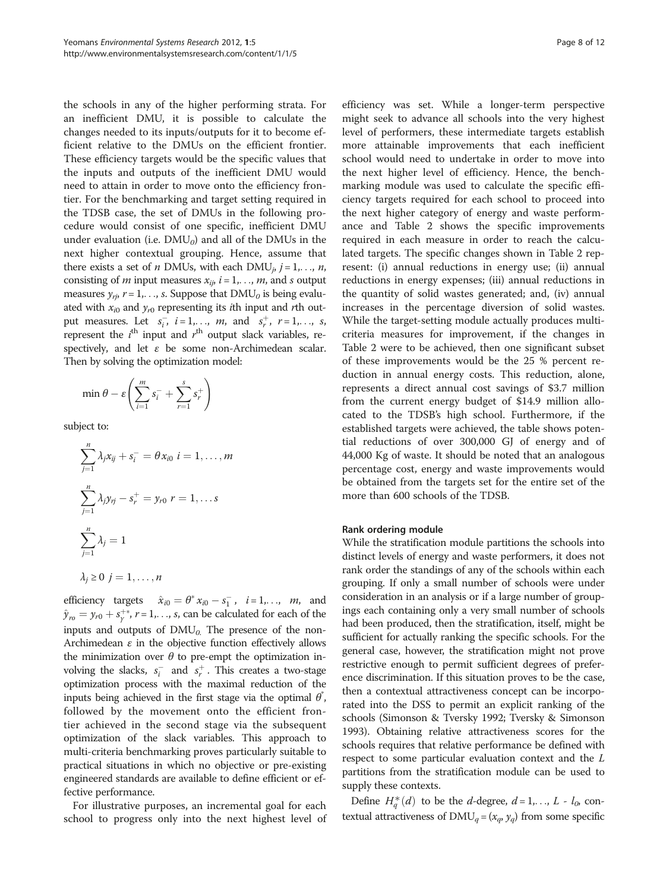the schools in any of the higher performing strata. For an inefficient DMU, it is possible to calculate the changes needed to its inputs/outputs for it to become efficient relative to the DMUs on the efficient frontier. These efficiency targets would be the specific values that the inputs and outputs of the inefficient DMU would need to attain in order to move onto the efficiency frontier. For the benchmarking and target setting required in the TDSB case, the set of DMUs in the following procedure would consist of one specific, inefficient DMU under evaluation (i.e. $DMU_0$) and all of the DMUs in the next higher contextual grouping. Hence, assume that there exists a set of $n$ DMUs, with each $DMU_j$, $j = 1,\ldots, n$, consisting of $m$ input measures $x_{ij}$, $i = 1,\ldots, m$, and $s$ output measures $y_{rj}$, $r = 1,\ldots, s$. Suppose that $DMU_0$ is being evaluated with $x_{i0}$ and $y_{r0}$ representing its $i$th input and $r$th output measures. Let $s_i^-$, $i = 1,\ldots, m$, and $s_r^+$, $r = 1,\ldots, s$, represent the $i^{th}$ input and $r^{th}$ output slack variables, respectively, and let $\varepsilon$ be some non-Archimedean scalar. Then by solving the optimization model:

$$\min \theta - \varepsilon \left( \sum_{i=1}^{m} s_i^- + \sum_{r=1}^{s} s_r^+ \right)$$

subject to:

$$\sum_{j=1}^{n} \lambda_j x_{ij} + s_i^- = \theta x_{i0} \;\; i = 1, \ldots, m$$

$$\sum_{j=1}^{n} \lambda_j y_{rj} - s_r^+ = y_{r0} \;\; r = 1, \ldots s$$

$$\sum_{j=1}^{n} \lambda_j = 1$$

$$\lambda_j \geq 0 \;\; j = 1, \ldots, n$$

efficiency targets $\hat{x}_{i0} = \theta^* x_{i0} - s_1^-$, $i = 1,\ldots, m$, and $\hat{y}_{ro} = y_{r0} + s_y^{+*}$, $r = 1,\ldots, s$, can be calculated for each of the inputs and outputs of $DMU_0$. The presence of the non-Archimedean $\varepsilon$ in the objective function effectively allows the minimization over $\theta$ to pre-empt the optimization involving the slacks, $s_i^-$ and $s_r^+$. This creates a two-stage optimization process with the maximal reduction of the inputs being achieved in the first stage via the optimal $\theta^*$, followed by the movement onto the efficient frontier achieved in the second stage via the subsequent optimization of the slack variables. This approach to multi-criteria benchmarking proves particularly suitable to practical situations in which no objective or pre-existing engineered standards are available to define efficient or effective performance.

For illustrative purposes, an incremental goal for each school to progress only into the next highest level of efficiency was set. While a longer-term perspective might seek to advance all schools into the very highest level of performers, these intermediate targets establish more attainable improvements that each inefficient school would need to undertake in order to move into the next higher level of efficiency. Hence, the benchmarking module was used to calculate the specific efficiency targets required for each school to proceed into the next higher category of energy and waste performance and Table 2 shows the specific improvements required in each measure in order to reach the calculated targets. The specific changes shown in Table 2 represent: (i) annual reductions in energy use; (ii) annual reductions in energy expenses; (iii) annual reductions in the quantity of solid wastes generated; and, (iv) annual increases in the percentage diversion of solid wastes. While the target-setting module actually produces multi-criteria measures for improvement, if the changes in Table 2 were to be achieved, then one significant subset of these improvements would be the 25 % percent reduction in annual energy costs. This reduction, alone, represents a direct annual cost savings of \$3.7 million from the current energy budget of \$14.9 million allocated to the TDSB's high school. Furthermore, if the established targets were achieved, the table shows potential reductions of over 300,000 GJ of energy and of 44,000 Kg of waste. It should be noted that an analogous percentage cost, energy and waste improvements would be obtained from the targets set for the entire set of the more than 600 schools of the TDSB.

#### Rank ordering module

While the stratification module partitions the schools into distinct levels of energy and waste performers, it does not rank order the standings of any of the schools within each grouping. If only a small number of schools were under consideration in an analysis or if a large number of groupings each containing only a very small number of schools had been produced, then the stratification, itself, might be sufficient for actually ranking the specific schools. For the general case, however, the stratification might not prove restrictive enough to permit sufficient degrees of preference discrimination. If this situation proves to be the case, then a contextual attractiveness concept can be incorporated into the DSS to permit an explicit ranking of the schools (Simonson & Tversky 1992; Tversky & Simonson 1993). Obtaining relative attractiveness scores for the schools requires that relative performance be defined with respect to some particular evaluation context and the $L$ partitions from the stratification module can be used to supply these contexts.

Define $H_q^*(d)$ to be the $d$-degree, $d = 1,\ldots, L - l_0$, contextual attractiveness of $DMU_q = (x_q, y_q)$ from some specific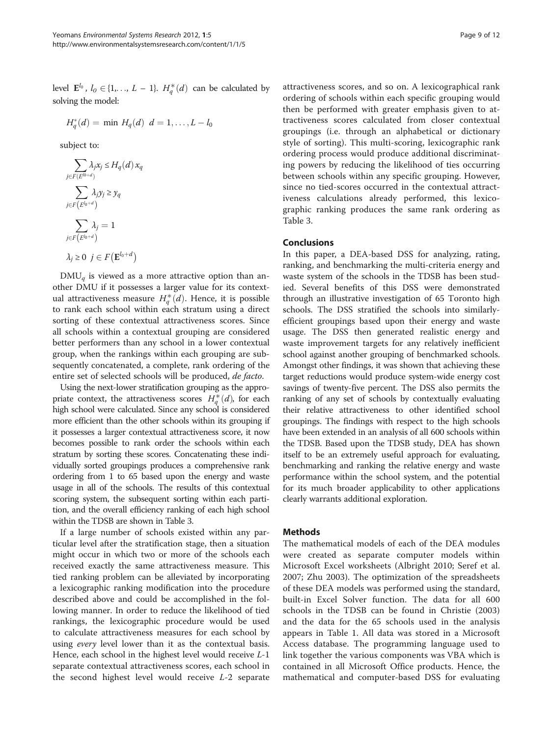level $\mathbf{E}^{l_0}$, $l_0 \in \{1,\ldots, L-1\}$. $H_q^*(d)$ can be calculated by solving the model:

$$H_q^*(d) = \min H_q(d) \quad d = 1, \ldots, L - l_0$$

subject to:

$$\sum_{j \in F(E^{l_0+d})} \lambda_j x_j \leq H_q(d) x_q$$

$$\sum_{j \in F(E^{l_0+d})} \lambda_j y_j \geq y_q$$

$$\sum_{j \in F(E^{l_0+d})} \lambda_j = 1$$

$$\lambda_j \geq 0 \quad j \in F(\mathbf{E}^{l_0+d})$$

$\text{DMU}_q$ is viewed as a more attractive option than another DMU if it possesses a larger value for its contextual attractiveness measure $H_q^*(d)$. Hence, it is possible to rank each school within each stratum using a direct sorting of these contextual attractiveness scores. Since all schools within a contextual grouping are considered better performers than any school in a lower contextual group, when the rankings within each grouping are subsequently concatenated, a complete, rank ordering of the entire set of selected schools will be produced, *de facto*.

Using the next-lower stratification grouping as the appropriate context, the attractiveness scores $H_q^*(d)$, for each high school were calculated. Since any school is considered more efficient than the other schools within its grouping if it possesses a larger contextual attractiveness score, it now becomes possible to rank order the schools within each stratum by sorting these scores. Concatenating these individually sorted groupings produces a comprehensive rank ordering from 1 to 65 based upon the energy and waste usage in all of the schools. The results of this contextual scoring system, the subsequent sorting within each partition, and the overall efficiency ranking of each high school within the TDSB are shown in Table 3.

If a large number of schools existed within any particular level after the stratification stage, then a situation might occur in which two or more of the schools each received exactly the same attractiveness measure. This tied ranking problem can be alleviated by incorporating a lexicographic ranking modification into the procedure described above and could be accomplished in the following manner. In order to reduce the likelihood of tied rankings, the lexicographic procedure would be used to calculate attractiveness measures for each school by using *every* level lower than it as the contextual basis. Hence, each school in the highest level would receive $L$-1 separate contextual attractiveness scores, each school in the second highest level would receive $L$-2 separate attractiveness scores, and so on. A lexicographical rank ordering of schools within each specific grouping would then be performed with greater emphasis given to attractiveness scores calculated from closer contextual groupings (i.e. through an alphabetical or dictionary style of sorting). This multi-scoring, lexicographic rank ordering process would produce additional discriminating powers by reducing the likelihood of ties occurring between schools within any specific grouping. However, since no tied-scores occurred in the contextual attractiveness calculations already performed, this lexicographic ranking produces the same rank ordering as Table 3.

## Conclusions

In this paper, a DEA-based DSS for analyzing, rating, ranking, and benchmarking the multi-criteria energy and waste system of the schools in the TDSB has been studied. Several benefits of this DSS were demonstrated through an illustrative investigation of 65 Toronto high schools. The DSS stratified the schools into similarly-efficient groupings based upon their energy and waste usage. The DSS then generated realistic energy and waste improvement targets for any relatively inefficient school against another grouping of benchmarked schools. Amongst other findings, it was shown that achieving these target reductions would produce system-wide energy cost savings of twenty-five percent. The DSS also permits the ranking of any set of schools by contextually evaluating their relative attractiveness to other identified school groupings. The findings with respect to the high schools have been extended in an analysis of all 600 schools within the TDSB. Based upon the TDSB study, DEA has shown itself to be an extremely useful approach for evaluating, benchmarking and ranking the relative energy and waste performance within the school system, and the potential for its much broader applicability to other applications clearly warrants additional exploration.

## Methods

The mathematical models of each of the DEA modules were created as separate computer models within Microsoft Excel worksheets (Albright 2010; Seref et al. 2007; Zhu 2003). The optimization of the spreadsheets of these DEA models was performed using the standard, built-in Excel Solver function. The data for all 600 schools in the TDSB can be found in Christie (2003) and the data for the 65 schools used in the analysis appears in Table 1. All data was stored in a Microsoft Access database. The programming language used to link together the various components was VBA which is contained in all Microsoft Office products. Hence, the mathematical and computer-based DSS for evaluating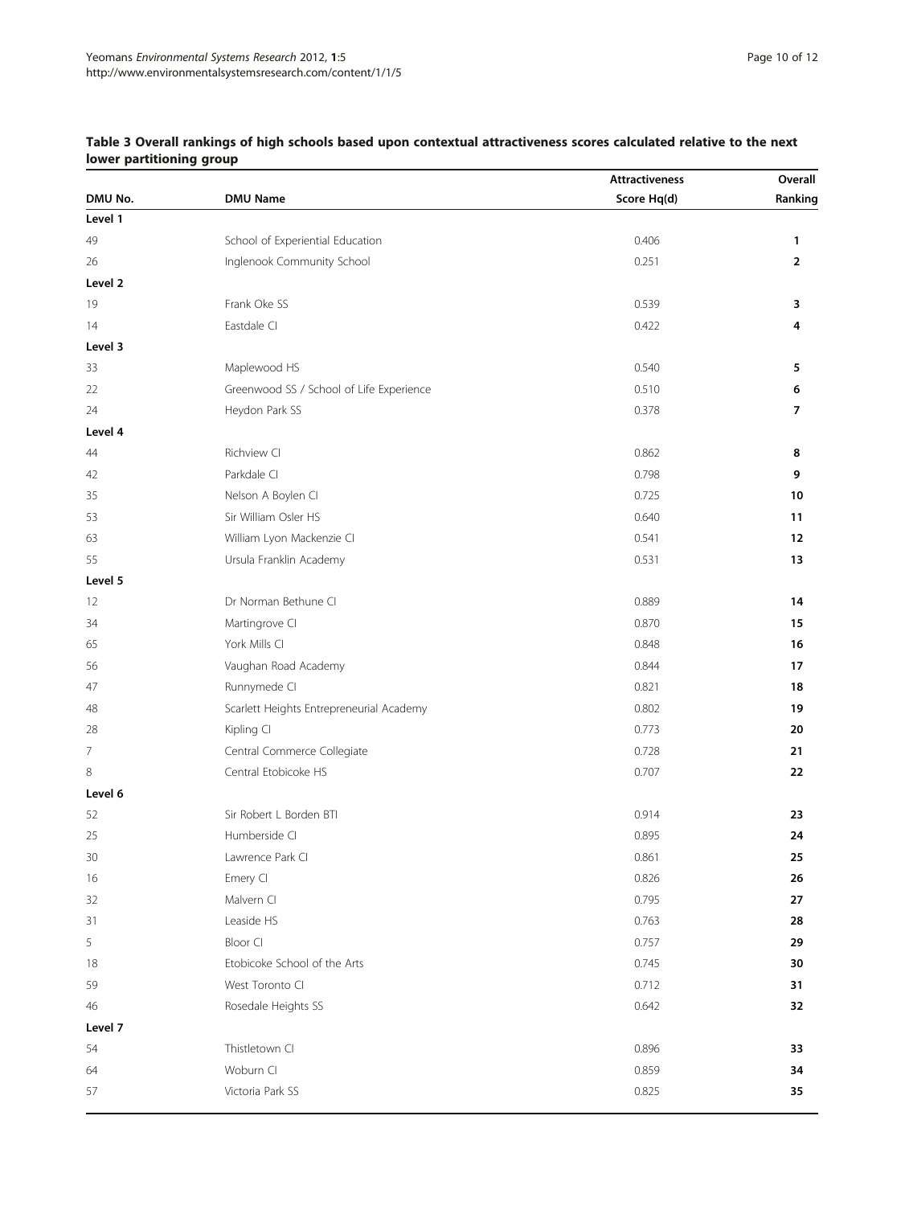**Table 3 Overall rankings of high schools based upon contextual attractiveness scores calculated relative to the next lower partitioning group**

| DMU No. | DMU Name | Attractiveness Score Hq(d) | Overall Ranking |
|---|---|---|---|
| **Level 1** | | | |
| 49 | School of Experiential Education | 0.406 | **1** |
| 26 | Inglenook Community School | 0.251 | **2** |
| **Level 2** | | | |
| 19 | Frank Oke SS | 0.539 | **3** |
| 14 | Eastdale CI | 0.422 | **4** |
| **Level 3** | | | |
| 33 | Maplewood HS | 0.540 | **5** |
| 22 | Greenwood SS / School of Life Experience | 0.510 | **6** |
| 24 | Heydon Park SS | 0.378 | **7** |
| **Level 4** | | | |
| 44 | Richview CI | 0.862 | **8** |
| 42 | Parkdale CI | 0.798 | **9** |
| 35 | Nelson A Boylen CI | 0.725 | **10** |
| 53 | Sir William Osler HS | 0.640 | **11** |
| 63 | William Lyon Mackenzie CI | 0.541 | **12** |
| 55 | Ursula Franklin Academy | 0.531 | **13** |
| **Level 5** | | | |
| 12 | Dr Norman Bethune CI | 0.889 | **14** |
| 34 | Martingrove CI | 0.870 | **15** |
| 65 | York Mills CI | 0.848 | **16** |
| 56 | Vaughan Road Academy | 0.844 | **17** |
| 47 | Runnymede CI | 0.821 | **18** |
| 48 | Scarlett Heights Entrepreneurial Academy | 0.802 | **19** |
| 28 | Kipling CI | 0.773 | **20** |
| 7 | Central Commerce Collegiate | 0.728 | **21** |
| 8 | Central Etobicoke HS | 0.707 | **22** |
| **Level 6** | | | |
| 52 | Sir Robert L Borden BTI | 0.914 | **23** |
| 25 | Humberside CI | 0.895 | **24** |
| 30 | Lawrence Park CI | 0.861 | **25** |
| 16 | Emery CI | 0.826 | **26** |
| 32 | Malvern CI | 0.795 | **27** |
| 31 | Leaside HS | 0.763 | **28** |
| 5 | Bloor CI | 0.757 | **29** |
| 18 | Etobicoke School of the Arts | 0.745 | **30** |
| 59 | West Toronto CI | 0.712 | **31** |
| 46 | Rosedale Heights SS | 0.642 | **32** |
| **Level 7** | | | |
| 54 | Thistletown CI | 0.896 | **33** |
| 64 | Woburn CI | 0.859 | **34** |
| 57 | Victoria Park SS | 0.825 | **35** |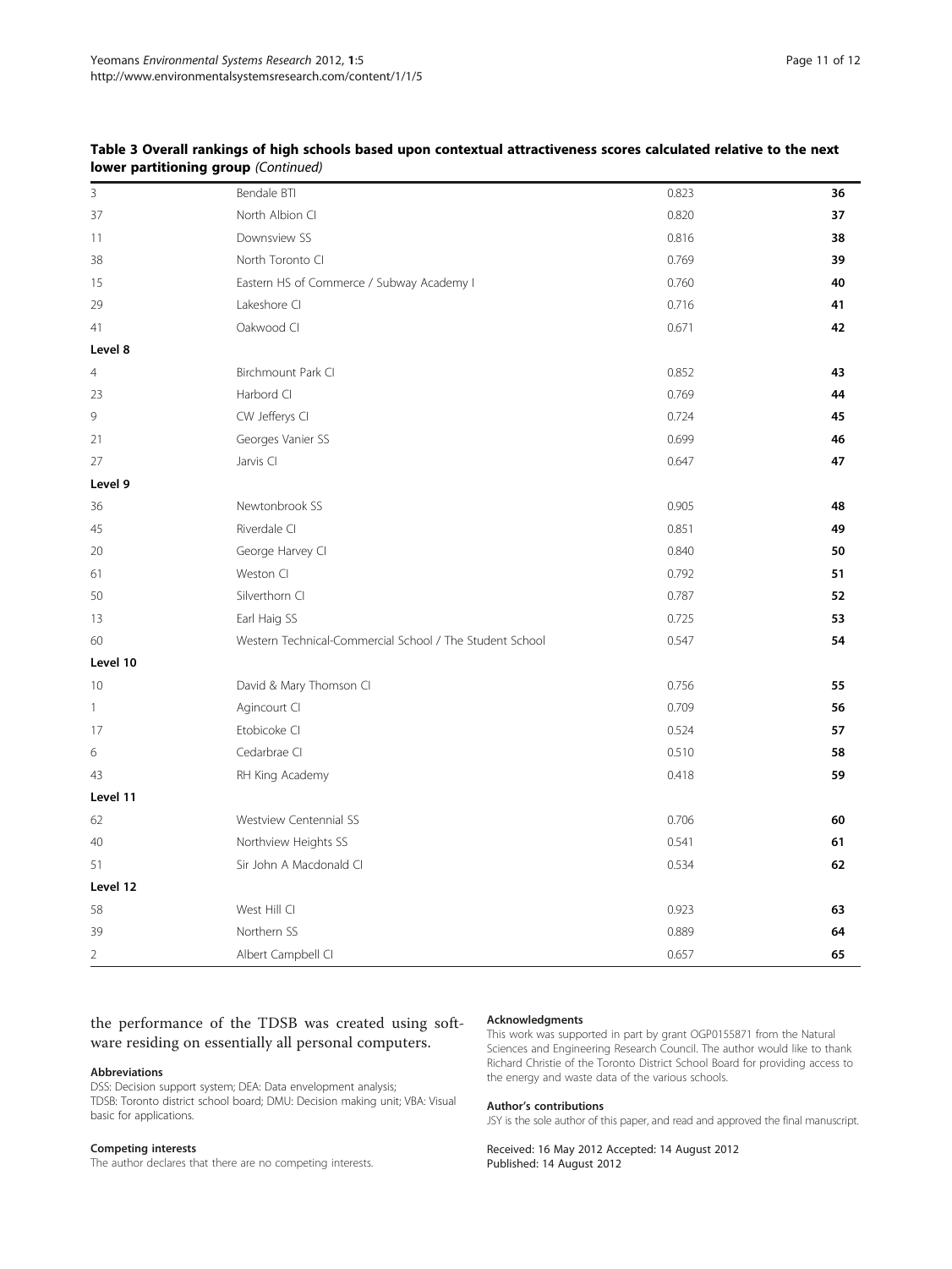**Table 3 Overall rankings of high schools based upon contextual attractiveness scores calculated relative to the next lower partitioning group** *(Continued)*

| | | | |
|---|---|---|---|
| 3 | Bendale BTI | 0.823 | **36** |
| 37 | North Albion CI | 0.820 | **37** |
| 11 | Downsview SS | 0.816 | **38** |
| 38 | North Toronto CI | 0.769 | **39** |
| 15 | Eastern HS of Commerce / Subway Academy I | 0.760 | **40** |
| 29 | Lakeshore CI | 0.716 | **41** |
| 41 | Oakwood CI | 0.671 | **42** |
| **Level 8** | | | |
| 4 | Birchmount Park CI | 0.852 | **43** |
| 23 | Harbord CI | 0.769 | **44** |
| 9 | CW Jefferys CI | 0.724 | **45** |
| 21 | Georges Vanier SS | 0.699 | **46** |
| 27 | Jarvis CI | 0.647 | **47** |
| **Level 9** | | | |
| 36 | Newtonbrook SS | 0.905 | **48** |
| 45 | Riverdale CI | 0.851 | **49** |
| 20 | George Harvey CI | 0.840 | **50** |
| 61 | Weston CI | 0.792 | **51** |
| 50 | Silverthorn CI | 0.787 | **52** |
| 13 | Earl Haig SS | 0.725 | **53** |
| 60 | Western Technical-Commercial School / The Student School | 0.547 | **54** |
| **Level 10** | | | |
| 10 | David & Mary Thomson CI | 0.756 | **55** |
| 1 | Agincourt CI | 0.709 | **56** |
| 17 | Etobicoke CI | 0.524 | **57** |
| 6 | Cedarbrae CI | 0.510 | **58** |
| 43 | RH King Academy | 0.418 | **59** |
| **Level 11** | | | |
| 62 | Westview Centennial SS | 0.706 | **60** |
| 40 | Northview Heights SS | 0.541 | **61** |
| 51 | Sir John A Macdonald CI | 0.534 | **62** |
| **Level 12** | | | |
| 58 | West Hill CI | 0.923 | **63** |
| 39 | Northern SS | 0.889 | **64** |
| 2 | Albert Campbell CI | 0.657 | **65** |

the performance of the TDSB was created using software residing on essentially all personal computers.

#### Abbreviations
DSS: Decision support system; DEA: Data envelopment analysis; TDSB: Toronto district school board; DMU: Decision making unit; VBA: Visual basic for applications.

#### Competing interests
The author declares that there are no competing interests.

#### Acknowledgments
This work was supported in part by grant OGP0155871 from the Natural Sciences and Engineering Research Council. The author would like to thank Richard Christie of the Toronto District School Board for providing access to the energy and waste data of the various schools.

#### Author's contributions
JSY is the sole author of this paper, and read and approved the final manuscript.

Received: 16 May 2012 Accepted: 14 August 2012
Published: 14 August 2012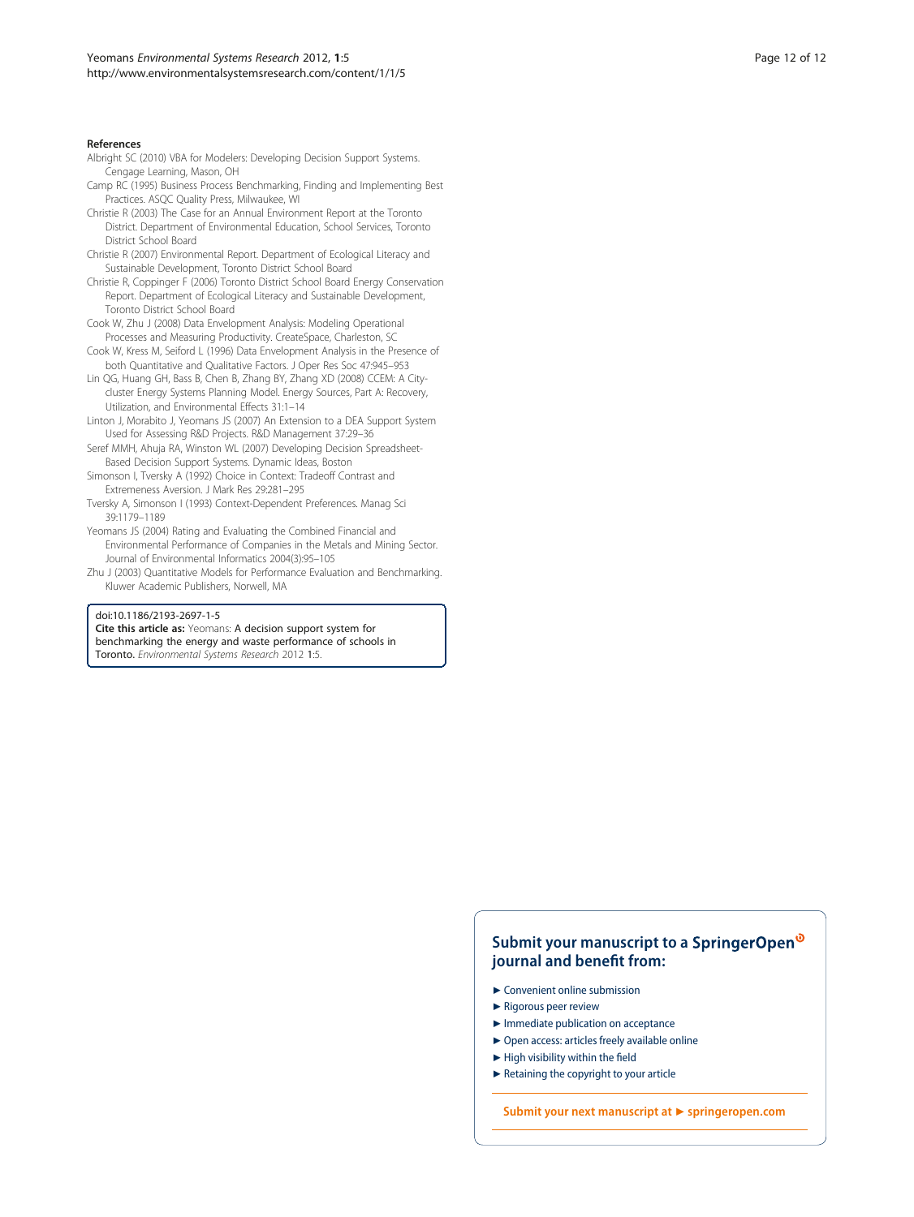### References

Albright SC (2010) VBA for Modelers: Developing Decision Support Systems. Cengage Learning, Mason, OH

Camp RC (1995) Business Process Benchmarking, Finding and Implementing Best Practices. ASQC Quality Press, Milwaukee, WI

Christie R (2003) The Case for an Annual Environment Report at the Toronto District. Department of Environmental Education, School Services, Toronto District School Board

Christie R (2007) Environmental Report. Department of Ecological Literacy and Sustainable Development, Toronto District School Board

Christie R, Coppinger F (2006) Toronto District School Board Energy Conservation Report. Department of Ecological Literacy and Sustainable Development, Toronto District School Board

Cook W, Zhu J (2008) Data Envelopment Analysis: Modeling Operational Processes and Measuring Productivity. CreateSpace, Charleston, SC

Cook W, Kress M, Seiford L (1996) Data Envelopment Analysis in the Presence of both Quantitative and Qualitative Factors. J Oper Res Soc 47:945–953

Lin QG, Huang GH, Bass B, Chen B, Zhang BY, Zhang XD (2008) CCEM: A City-cluster Energy Systems Planning Model. Energy Sources, Part A: Recovery, Utilization, and Environmental Effects 31:1–14

Linton J, Morabito J, Yeomans JS (2007) An Extension to a DEA Support System Used for Assessing R&D Projects. R&D Management 37:29–36

Seref MMH, Ahuja RA, Winston WL (2007) Developing Decision Spreadsheet-Based Decision Support Systems. Dynamic Ideas, Boston

Simonson I, Tversky A (1992) Choice in Context: Tradeoff Contrast and Extremeness Aversion. J Mark Res 29:281–295

Tversky A, Simonson I (1993) Context-Dependent Preferences. Manag Sci 39:1179–1189

Yeomans JS (2004) Rating and Evaluating the Combined Financial and Environmental Performance of Companies in the Metals and Mining Sector. Journal of Environmental Informatics 2004(3):95–105

Zhu J (2003) Quantitative Models for Performance Evaluation and Benchmarking. Kluwer Academic Publishers, Norwell, MA

doi:10.1186/2193-2697-1-5

**Cite this article as:** Yeomans: A decision support system for benchmarking the energy and waste performance of schools in Toronto. *Environmental Systems Research* 2012 **1**:5.

**Submit your manuscript to a SpringerOpen journal and benefit from:**

- ► Convenient online submission
- ► Rigorous peer review
- ► Immediate publication on acceptance
- ► Open access: articles freely available online
- ► High visibility within the field
- ► Retaining the copyright to your article

**Submit your next manuscript at ► springeropen.com**